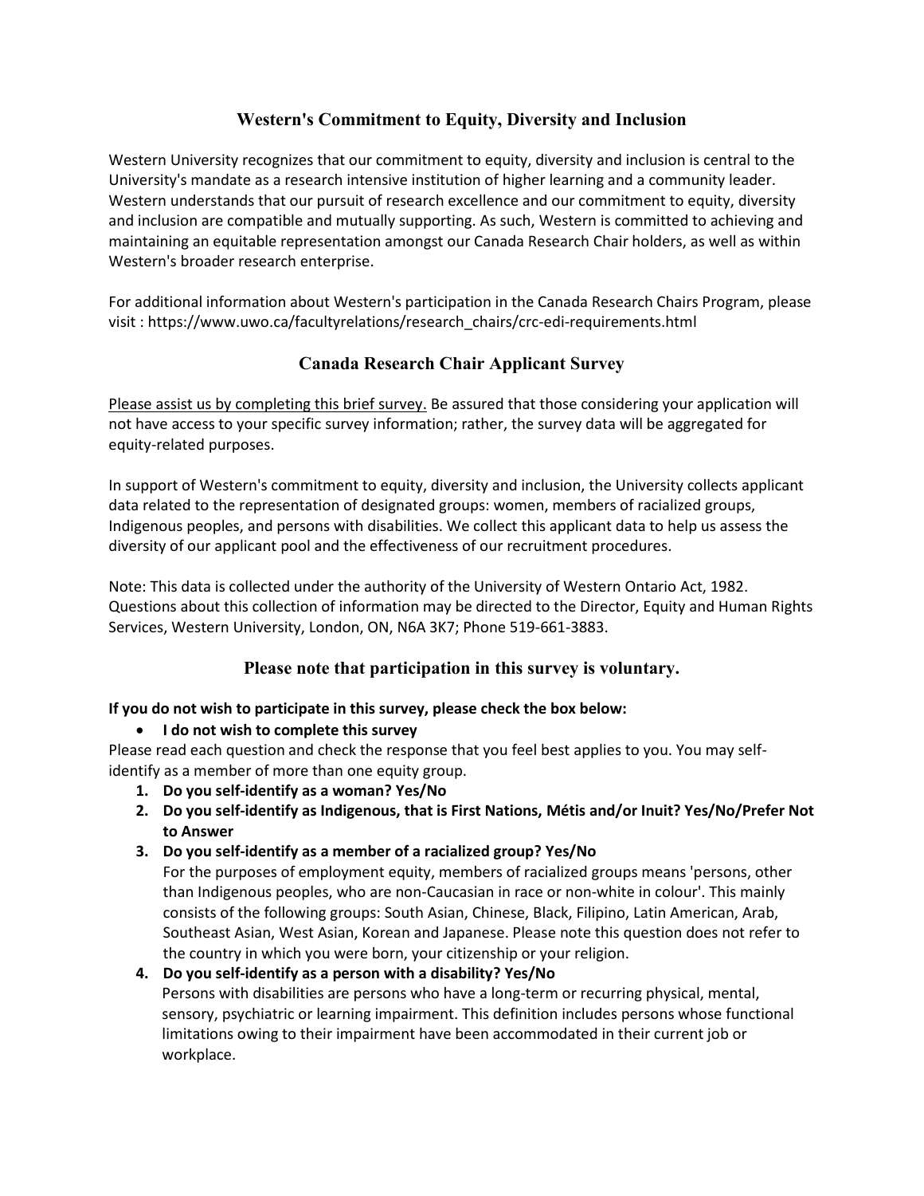## Western's Commitment to Equity, Diversity and Inclusion

Western University recognizes that our commitment to equity, diversity and inclusion is central to the University's mandate as a research intensive institution of higher learning and a community leader. Western understands that our pursuit of research excellence and our commitment to equity, diversity and inclusion are compatible and mutually supporting. As such, Western is committed to achieving and maintaining an equitable representation amongst our Canada Research Chair holders, as well as within Western's broader research enterprise.

For additional information about Western's participation in the Canada Research Chairs Program, please visit : https://www.uwo.ca/facultyrelations/research_chairs/crc-edi-requirements.html

## Canada Research Chair Applicant Survey

Please assist us by completing this brief survey. Be assured that those considering your application will not have access to your specific survey information; rather, the survey data will be aggregated for equity-related purposes.

In support of Western's commitment to equity, diversity and inclusion, the University collects applicant data related to the representation of designated groups: women, members of racialized groups, Indigenous peoples, and persons with disabilities. We collect this applicant data to help us assess the diversity of our applicant pool and the effectiveness of our recruitment procedures.

Note: This data is collected under the authority of the University of Western Ontario Act, 1982. Questions about this collection of information may be directed to the Director, Equity and Human Rights Services, Western University, London, ON, N6A 3K7; Phone 519-661-3883.

### Please note that participation in this survey is voluntary.

**If you do not wish to participate in this survey, please check the box below:**

- **I do not wish to complete this survey**

Please read each question and check the response that you feel best applies to you. You may self-identify as a member of more than one equity group.

1. **Do you self-identify as a woman? Yes/No**
2. **Do you self-identify as Indigenous, that is First Nations, Métis and/or Inuit? Yes/No/Prefer Not to Answer**
3. **Do you self-identify as a member of a racialized group? Yes/No**
   For the purposes of employment equity, members of racialized groups means 'persons, other than Indigenous peoples, who are non-Caucasian in race or non-white in colour'. This mainly consists of the following groups: South Asian, Chinese, Black, Filipino, Latin American, Arab, Southeast Asian, West Asian, Korean and Japanese. Please note this question does not refer to the country in which you were born, your citizenship or your religion.
4. **Do you self-identify as a person with a disability? Yes/No**
   Persons with disabilities are persons who have a long-term or recurring physical, mental, sensory, psychiatric or learning impairment. This definition includes persons whose functional limitations owing to their impairment have been accommodated in their current job or workplace.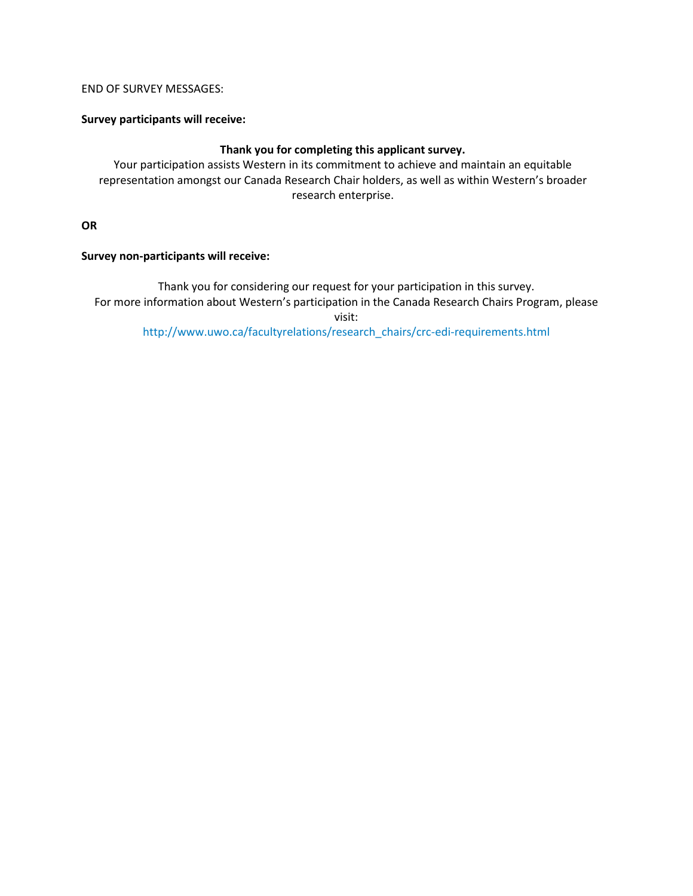END OF SURVEY MESSAGES:

**Survey participants will receive:**

**Thank you for completing this applicant survey.**

Your participation assists Western in its commitment to achieve and maintain an equitable representation amongst our Canada Research Chair holders, as well as within Western's broader research enterprise.

**OR**

**Survey non-participants will receive:**

Thank you for considering our request for your participation in this survey.

For more information about Western's participation in the Canada Research Chairs Program, please visit:

http://www.uwo.ca/facultyrelations/research_chairs/crc-edi-requirements.html